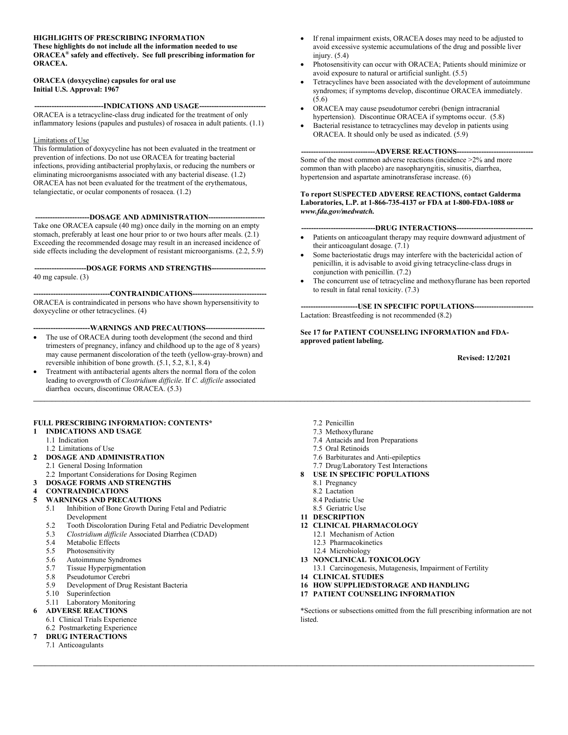**HIGHLIGHTS OF PRESCRIBING INFORMATION**
**These highlights do not include all the information needed to use ORACEA® safely and effectively. See full prescribing information for ORACEA.**

**ORACEA (doxycycline) capsules for oral use**
**Initial U.S. Approval: 1967**

**----------------------------INDICATIONS AND USAGE---------------------------**

ORACEA is a tetracycline-class drug indicated for the treatment of only inflammatory lesions (papules and pustules) of rosacea in adult patients. (1.1)

Limitations of Use

This formulation of doxycycline has not been evaluated in the treatment or prevention of infections. Do not use ORACEA for treating bacterial infections, providing antibacterial prophylaxis, or reducing the numbers or eliminating microorganisms associated with any bacterial disease. (1.2)
ORACEA has not been evaluated for the treatment of the erythematous, telangiectatic, or ocular components of rosacea. (1.2)

**----------------------DOSAGE AND ADMINISTRATION----------------------**

Take one ORACEA capsule (40 mg) once daily in the morning on an empty stomach, preferably at least one hour prior to or two hours after meals. (2.1)
Exceeding the recommended dosage may result in an increased incidence of side effects including the development of resistant microorganisms. (2.2, 5.9)

**---------------------DOSAGE FORMS AND STRENGTHS----------------------**

40 mg capsule. (3)

**-------------------------------CONTRAINDICATIONS------------------------------**

ORACEA is contraindicated in persons who have shown hypersensitivity to doxycycline or other tetracyclines. (4)

**-----------------------WARNINGS AND PRECAUTIONS------------------------**

- The use of ORACEA during tooth development (the second and third trimesters of pregnancy, infancy and childhood up to the age of 8 years) may cause permanent discoloration of the teeth (yellow-gray-brown) and reversible inhibition of bone growth. (5.1, 5.2, 8.1, 8.4)
- Treatment with antibacterial agents alters the normal flora of the colon leading to overgrowth of *Clostridium difficile*. If *C. difficile* associated diarrhea occurs, discontinue ORACEA. (5.3)
- If renal impairment exists, ORACEA doses may need to be adjusted to avoid excessive systemic accumulations of the drug and possible liver injury. (5.4)
- Photosensitivity can occur with ORACEA; Patients should minimize or avoid exposure to natural or artificial sunlight. (5.5)
- Tetracyclines have been associated with the development of autoimmune syndromes; if symptoms develop, discontinue ORACEA immediately. (5.6)
- ORACEA may cause pseudotumor cerebri (benign intracranial hypertension). Discontinue ORACEA if symptoms occur. (5.8)
- Bacterial resistance to tetracyclines may develop in patients using ORACEA. It should only be used as indicated. (5.9)

**------------------------------ADVERSE REACTIONS-------------------------------**

Some of the most common adverse reactions (incidence >2% and more common than with placebo) are nasopharyngitis, sinusitis, diarrhea, hypertension and aspartate aminotransferase increase. (6)

**To report SUSPECTED ADVERSE REACTIONS, contact Galderma Laboratories, L.P. at 1-866-735-4137 or FDA at 1-800-FDA-1088 or *www.fda.gov/medwatch.***

**------------------------------DRUG INTERACTIONS-------------------------------**

- Patients on anticoagulant therapy may require downward adjustment of their anticoagulant dosage. (7.1)
- Some bacteriostatic drugs may interfere with the bactericidal action of penicillin, it is advisable to avoid giving tetracycline-class drugs in conjunction with penicillin. (7.2)
- The concurrent use of tetracycline and methoxyflurane has been reported to result in fatal renal toxicity. (7.3)

**-----------------------USE IN SPECIFIC POPULATIONS------------------------**

Lactation: Breastfeeding is not recommended (8.2)

**See 17 for PATIENT COUNSELING INFORMATION and FDA-approved patient labeling.**

**Revised: 12/2021**

---

**FULL PRESCRIBING INFORMATION: CONTENTS***

**1 INDICATIONS AND USAGE**
- 1.1 Indication
- 1.2 Limitations of Use

**2 DOSAGE AND ADMINISTRATION**
- 2.1 General Dosing Information
- 2.2 Important Considerations for Dosing Regimen

**3 DOSAGE FORMS AND STRENGTHS**

**4 CONTRAINDICATIONS**

**5 WARNINGS AND PRECAUTIONS**
- 5.1 Inhibition of Bone Growth During Fetal and Pediatric Development
- 5.2 Tooth Discoloration During Fetal and Pediatric Development
- 5.3 *Clostridium difficile* Associated Diarrhea (CDAD)
- 5.4 Metabolic Effects
- 5.5 Photosensitivity
- 5.6 Autoimmune Syndromes
- 5.7 Tissue Hyperpigmentation
- 5.8 Pseudotumor Cerebri
- 5.9 Development of Drug Resistant Bacteria
- 5.10 Superinfection
- 5.11 Laboratory Monitoring

**6 ADVERSE REACTIONS**
- 6.1 Clinical Trials Experience
- 6.2 Postmarketing Experience

**7 DRUG INTERACTIONS**
- 7.1 Anticoagulants
- 7.2 Penicillin
- 7.3 Methoxyflurane
- 7.4 Antacids and Iron Preparations
- 7.5 Oral Retinoids
- 7.6 Barbiturates and Anti-epileptics
- 7.7 Drug/Laboratory Test Interactions

**8 USE IN SPECIFIC POPULATIONS**
- 8.1 Pregnancy
- 8.2 Lactation
- 8.4 Pediatric Use
- 8.5 Geriatric Use

**11 DESCRIPTION**

**12 CLINICAL PHARMACOLOGY**
- 12.1 Mechanism of Action
- 12.3 Pharmacokinetics
- 12.4 Microbiology

**13 NONCLINICAL TOXICOLOGY**
- 13.1 Carcinogenesis, Mutagenesis, Impairment of Fertility

**14 CLINICAL STUDIES**

**16 HOW SUPPLIED/STORAGE AND HANDLING**

**17 PATIENT COUNSELING INFORMATION**

*Sections or subsections omitted from the full prescribing information are not listed.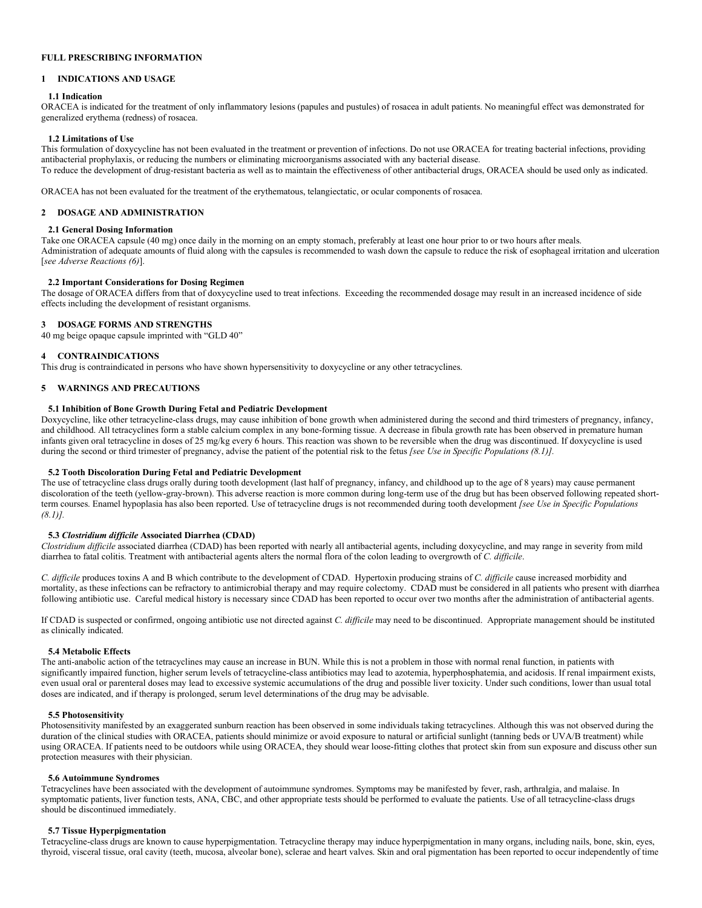# FULL PRESCRIBING INFORMATION

## 1 INDICATIONS AND USAGE

### 1.1 Indication

ORACEA is indicated for the treatment of only inflammatory lesions (papules and pustules) of rosacea in adult patients. No meaningful effect was demonstrated for generalized erythema (redness) of rosacea.

### 1.2 Limitations of Use

This formulation of doxycycline has not been evaluated in the treatment or prevention of infections. Do not use ORACEA for treating bacterial infections, providing antibacterial prophylaxis, or reducing the numbers or eliminating microorganisms associated with any bacterial disease.
To reduce the development of drug-resistant bacteria as well as to maintain the effectiveness of other antibacterial drugs, ORACEA should be used only as indicated.

ORACEA has not been evaluated for the treatment of the erythematous, telangiectatic, or ocular components of rosacea.

## 2 DOSAGE AND ADMINISTRATION

### 2.1 General Dosing Information

Take one ORACEA capsule (40 mg) once daily in the morning on an empty stomach, preferably at least one hour prior to or two hours after meals.
Administration of adequate amounts of fluid along with the capsules is recommended to wash down the capsule to reduce the risk of esophageal irritation and ulceration [*see Adverse Reactions (6)*].

### 2.2 Important Considerations for Dosing Regimen

The dosage of ORACEA differs from that of doxycycline used to treat infections. Exceeding the recommended dosage may result in an increased incidence of side effects including the development of resistant organisms.

## 3 DOSAGE FORMS AND STRENGTHS

40 mg beige opaque capsule imprinted with "GLD 40"

## 4 CONTRAINDICATIONS

This drug is contraindicated in persons who have shown hypersensitivity to doxycycline or any other tetracyclines.

## 5 WARNINGS AND PRECAUTIONS

### 5.1 Inhibition of Bone Growth During Fetal and Pediatric Development

Doxycycline, like other tetracycline-class drugs, may cause inhibition of bone growth when administered during the second and third trimesters of pregnancy, infancy, and childhood. All tetracyclines form a stable calcium complex in any bone-forming tissue. A decrease in fibula growth rate has been observed in premature human infants given oral tetracycline in doses of 25 mg/kg every 6 hours. This reaction was shown to be reversible when the drug was discontinued. If doxycycline is used during the second or third trimester of pregnancy, advise the patient of the potential risk to the fetus *[see Use in Specific Populations (8.1)]*.

### 5.2 Tooth Discoloration During Fetal and Pediatric Development

The use of tetracycline class drugs orally during tooth development (last half of pregnancy, infancy, and childhood up to the age of 8 years) may cause permanent discoloration of the teeth (yellow-gray-brown). This adverse reaction is more common during long-term use of the drug but has been observed following repeated short-term courses. Enamel hypoplasia has also been reported. Use of tetracycline drugs is not recommended during tooth development *[see Use in Specific Populations (8.1)]*.

### 5.3 *Clostridium difficile* Associated Diarrhea (CDAD)

*Clostridium difficile* associated diarrhea (CDAD) has been reported with nearly all antibacterial agents, including doxycycline, and may range in severity from mild diarrhea to fatal colitis. Treatment with antibacterial agents alters the normal flora of the colon leading to overgrowth of *C. difficile*.

*C. difficile* produces toxins A and B which contribute to the development of CDAD. Hypertoxin producing strains of *C. difficile* cause increased morbidity and mortality, as these infections can be refractory to antimicrobial therapy and may require colectomy. CDAD must be considered in all patients who present with diarrhea following antibiotic use. Careful medical history is necessary since CDAD has been reported to occur over two months after the administration of antibacterial agents.

If CDAD is suspected or confirmed, ongoing antibiotic use not directed against *C. difficile* may need to be discontinued. Appropriate management should be instituted as clinically indicated.

### 5.4 Metabolic Effects

The anti-anabolic action of the tetracyclines may cause an increase in BUN. While this is not a problem in those with normal renal function, in patients with significantly impaired function, higher serum levels of tetracycline-class antibiotics may lead to azotemia, hyperphosphatemia, and acidosis. If renal impairment exists, even usual oral or parenteral doses may lead to excessive systemic accumulations of the drug and possible liver toxicity. Under such conditions, lower than usual total doses are indicated, and if therapy is prolonged, serum level determinations of the drug may be advisable.

### 5.5 Photosensitivity

Photosensitivity manifested by an exaggerated sunburn reaction has been observed in some individuals taking tetracyclines. Although this was not observed during the duration of the clinical studies with ORACEA, patients should minimize or avoid exposure to natural or artificial sunlight (tanning beds or UVA/B treatment) while using ORACEA. If patients need to be outdoors while using ORACEA, they should wear loose-fitting clothes that protect skin from sun exposure and discuss other sun protection measures with their physician.

### 5.6 Autoimmune Syndromes

Tetracyclines have been associated with the development of autoimmune syndromes. Symptoms may be manifested by fever, rash, arthralgia, and malaise. In symptomatic patients, liver function tests, ANA, CBC, and other appropriate tests should be performed to evaluate the patients. Use of all tetracycline-class drugs should be discontinued immediately.

### 5.7 Tissue Hyperpigmentation

Tetracycline-class drugs are known to cause hyperpigmentation. Tetracycline therapy may induce hyperpigmentation in many organs, including nails, bone, skin, eyes, thyroid, visceral tissue, oral cavity (teeth, mucosa, alveolar bone), sclerae and heart valves. Skin and oral pigmentation has been reported to occur independently of time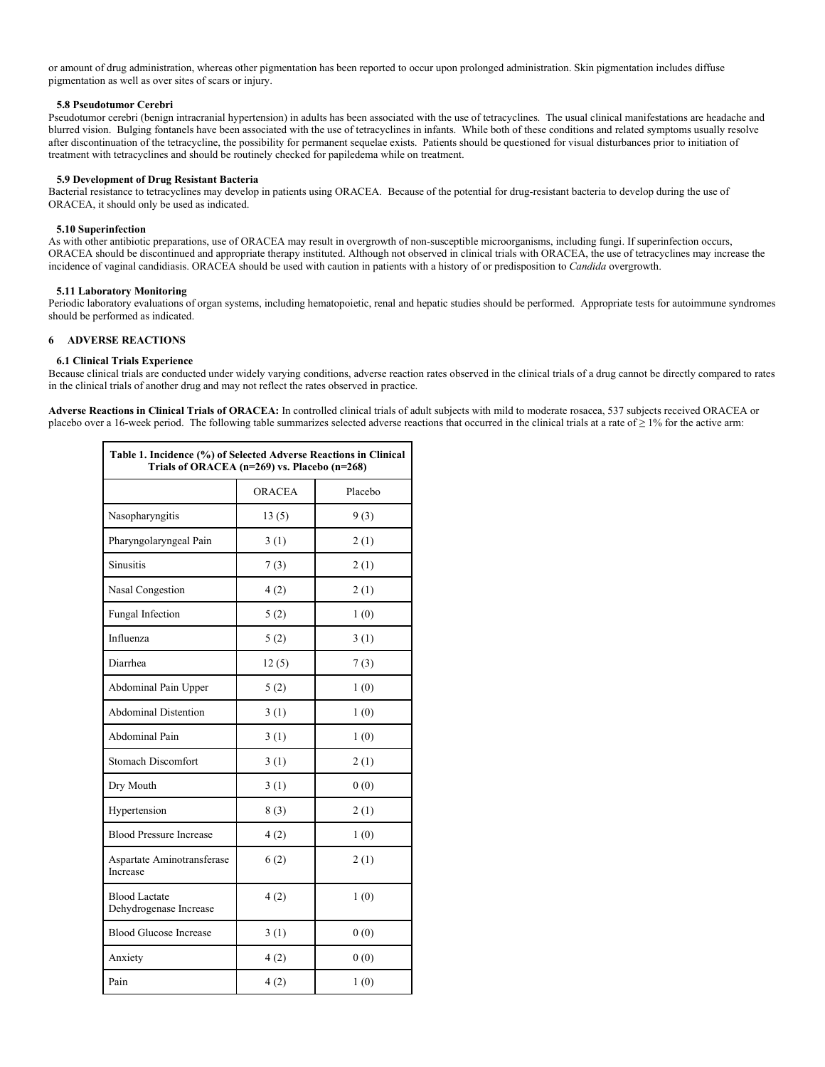or amount of drug administration, whereas other pigmentation has been reported to occur upon prolonged administration. Skin pigmentation includes diffuse pigmentation as well as over sites of scars or injury.

### 5.8 Pseudotumor Cerebri

Pseudotumor cerebri (benign intracranial hypertension) in adults has been associated with the use of tetracyclines. The usual clinical manifestations are headache and blurred vision. Bulging fontanels have been associated with the use of tetracyclines in infants. While both of these conditions and related symptoms usually resolve after discontinuation of the tetracycline, the possibility for permanent sequelae exists. Patients should be questioned for visual disturbances prior to initiation of treatment with tetracyclines and should be routinely checked for papiledema while on treatment.

### 5.9 Development of Drug Resistant Bacteria

Bacterial resistance to tetracyclines may develop in patients using ORACEA. Because of the potential for drug-resistant bacteria to develop during the use of ORACEA, it should only be used as indicated.

### 5.10 Superinfection

As with other antibiotic preparations, use of ORACEA may result in overgrowth of non-susceptible microorganisms, including fungi. If superinfection occurs, ORACEA should be discontinued and appropriate therapy instituted. Although not observed in clinical trials with ORACEA, the use of tetracyclines may increase the incidence of vaginal candidiasis. ORACEA should be used with caution in patients with a history of or predisposition to *Candida* overgrowth.

### 5.11 Laboratory Monitoring

Periodic laboratory evaluations of organ systems, including hematopoietic, renal and hepatic studies should be performed. Appropriate tests for autoimmune syndromes should be performed as indicated.

## 6 ADVERSE REACTIONS

### 6.1 Clinical Trials Experience

Because clinical trials are conducted under widely varying conditions, adverse reaction rates observed in the clinical trials of a drug cannot be directly compared to rates in the clinical trials of another drug and may not reflect the rates observed in practice.

**Adverse Reactions in Clinical Trials of ORACEA:** In controlled clinical trials of adult subjects with mild to moderate rosacea, 537 subjects received ORACEA or placebo over a 16-week period. The following table summarizes selected adverse reactions that occurred in the clinical trials at a rate of ≥ 1% for the active arm:

**Table 1. Incidence (%) of Selected Adverse Reactions in Clinical Trials of ORACEA (n=269) vs. Placebo (n=268)**

| | ORACEA | Placebo |
|---|---|---|
| Nasopharyngitis | 13 (5) | 9 (3) |
| Pharyngolaryngeal Pain | 3 (1) | 2 (1) |
| Sinusitis | 7 (3) | 2 (1) |
| Nasal Congestion | 4 (2) | 2 (1) |
| Fungal Infection | 5 (2) | 1 (0) |
| Influenza | 5 (2) | 3 (1) |
| Diarrhea | 12 (5) | 7 (3) |
| Abdominal Pain Upper | 5 (2) | 1 (0) |
| Abdominal Distention | 3 (1) | 1 (0) |
| Abdominal Pain | 3 (1) | 1 (0) |
| Stomach Discomfort | 3 (1) | 2 (1) |
| Dry Mouth | 3 (1) | 0 (0) |
| Hypertension | 8 (3) | 2 (1) |
| Blood Pressure Increase | 4 (2) | 1 (0) |
| Aspartate Aminotransferase Increase | 6 (2) | 2 (1) |
| Blood Lactate Dehydrogenase Increase | 4 (2) | 1 (0) |
| Blood Glucose Increase | 3 (1) | 0 (0) |
| Anxiety | 4 (2) | 0 (0) |
| Pain | 4 (2) | 1 (0) |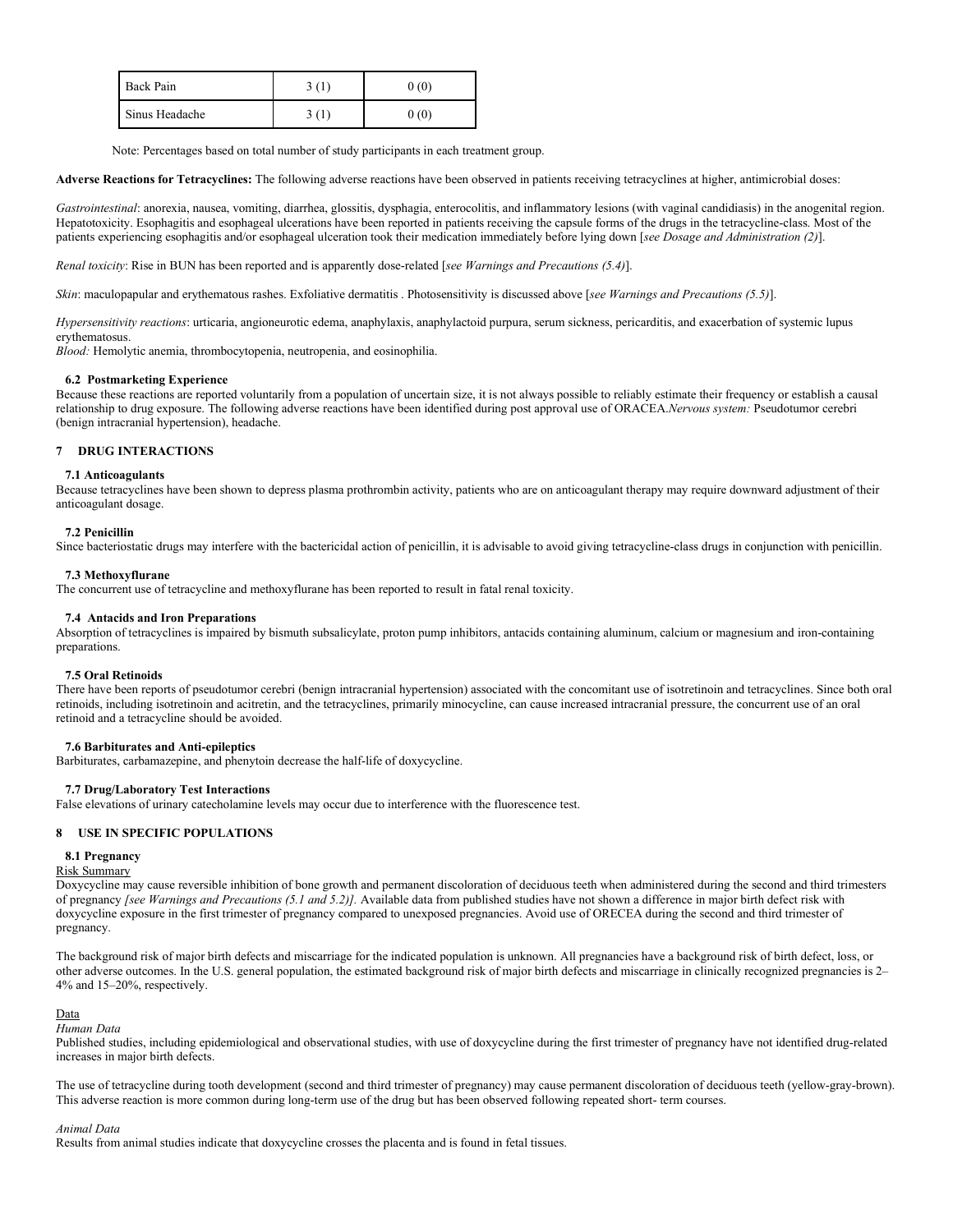| Back Pain | 3 (1) | 0 (0) |
|---|---|---|
| Sinus Headache | 3 (1) | 0 (0) |

Note: Percentages based on total number of study participants in each treatment group.

**Adverse Reactions for Tetracyclines:** The following adverse reactions have been observed in patients receiving tetracyclines at higher, antimicrobial doses:

*Gastrointestinal*: anorexia, nausea, vomiting, diarrhea, glossitis, dysphagia, enterocolitis, and inflammatory lesions (with vaginal candidiasis) in the anogenital region. Hepatotoxicity. Esophagitis and esophageal ulcerations have been reported in patients receiving the capsule forms of the drugs in the tetracycline-class. Most of the patients experiencing esophagitis and/or esophageal ulceration took their medication immediately before lying down [*see Dosage and Administration (2)*].

*Renal toxicity*: Rise in BUN has been reported and is apparently dose-related [*see Warnings and Precautions (5.4)*].

*Skin*: maculopapular and erythematous rashes. Exfoliative dermatitis . Photosensitivity is discussed above [*see Warnings and Precautions (5.5)*].

*Hypersensitivity reactions*: urticaria, angioneurotic edema, anaphylaxis, anaphylactoid purpura, serum sickness, pericarditis, and exacerbation of systemic lupus erythematosus.
*Blood:* Hemolytic anemia, thrombocytopenia, neutropenia, and eosinophilia.

### 6.2 Postmarketing Experience

Because these reactions are reported voluntarily from a population of uncertain size, it is not always possible to reliably estimate their frequency or establish a causal relationship to drug exposure. The following adverse reactions have been identified during post approval use of ORACEA.*Nervous system:* Pseudotumor cerebri (benign intracranial hypertension), headache.

## 7 DRUG INTERACTIONS

### 7.1 Anticoagulants

Because tetracyclines have been shown to depress plasma prothrombin activity, patients who are on anticoagulant therapy may require downward adjustment of their anticoagulant dosage.

### 7.2 Penicillin

Since bacteriostatic drugs may interfere with the bactericidal action of penicillin, it is advisable to avoid giving tetracycline-class drugs in conjunction with penicillin.

### 7.3 Methoxyflurane

The concurrent use of tetracycline and methoxyflurane has been reported to result in fatal renal toxicity.

### 7.4 Antacids and Iron Preparations

Absorption of tetracyclines is impaired by bismuth subsalicylate, proton pump inhibitors, antacids containing aluminum, calcium or magnesium and iron-containing preparations.

### 7.5 Oral Retinoids

There have been reports of pseudotumor cerebri (benign intracranial hypertension) associated with the concomitant use of isotretinoin and tetracyclines. Since both oral retinoids, including isotretinoin and acitretin, and the tetracyclines, primarily minocycline, can cause increased intracranial pressure, the concurrent use of an oral retinoid and a tetracycline should be avoided.

### 7.6 Barbiturates and Anti-epileptics

Barbiturates, carbamazepine, and phenytoin decrease the half-life of doxycycline.

### 7.7 Drug/Laboratory Test Interactions

False elevations of urinary catecholamine levels may occur due to interference with the fluorescence test.

## 8 USE IN SPECIFIC POPULATIONS

### 8.1 Pregnancy

Risk Summary

Doxycycline may cause reversible inhibition of bone growth and permanent discoloration of deciduous teeth when administered during the second and third trimesters of pregnancy *[see Warnings and Precautions (5.1 and 5.2)].* Available data from published studies have not shown a difference in major birth defect risk with doxycycline exposure in the first trimester of pregnancy compared to unexposed pregnancies. Avoid use of ORECEA during the second and third trimester of pregnancy.

The background risk of major birth defects and miscarriage for the indicated population is unknown. All pregnancies have a background risk of birth defect, loss, or other adverse outcomes. In the U.S. general population, the estimated background risk of major birth defects and miscarriage in clinically recognized pregnancies is 2–4% and 15–20%, respectively.

Data

*Human Data*

Published studies, including epidemiological and observational studies, with use of doxycycline during the first trimester of pregnancy have not identified drug-related increases in major birth defects.

The use of tetracycline during tooth development (second and third trimester of pregnancy) may cause permanent discoloration of deciduous teeth (yellow-gray-brown). This adverse reaction is more common during long-term use of the drug but has been observed following repeated short- term courses.

*Animal Data*

Results from animal studies indicate that doxycycline crosses the placenta and is found in fetal tissues.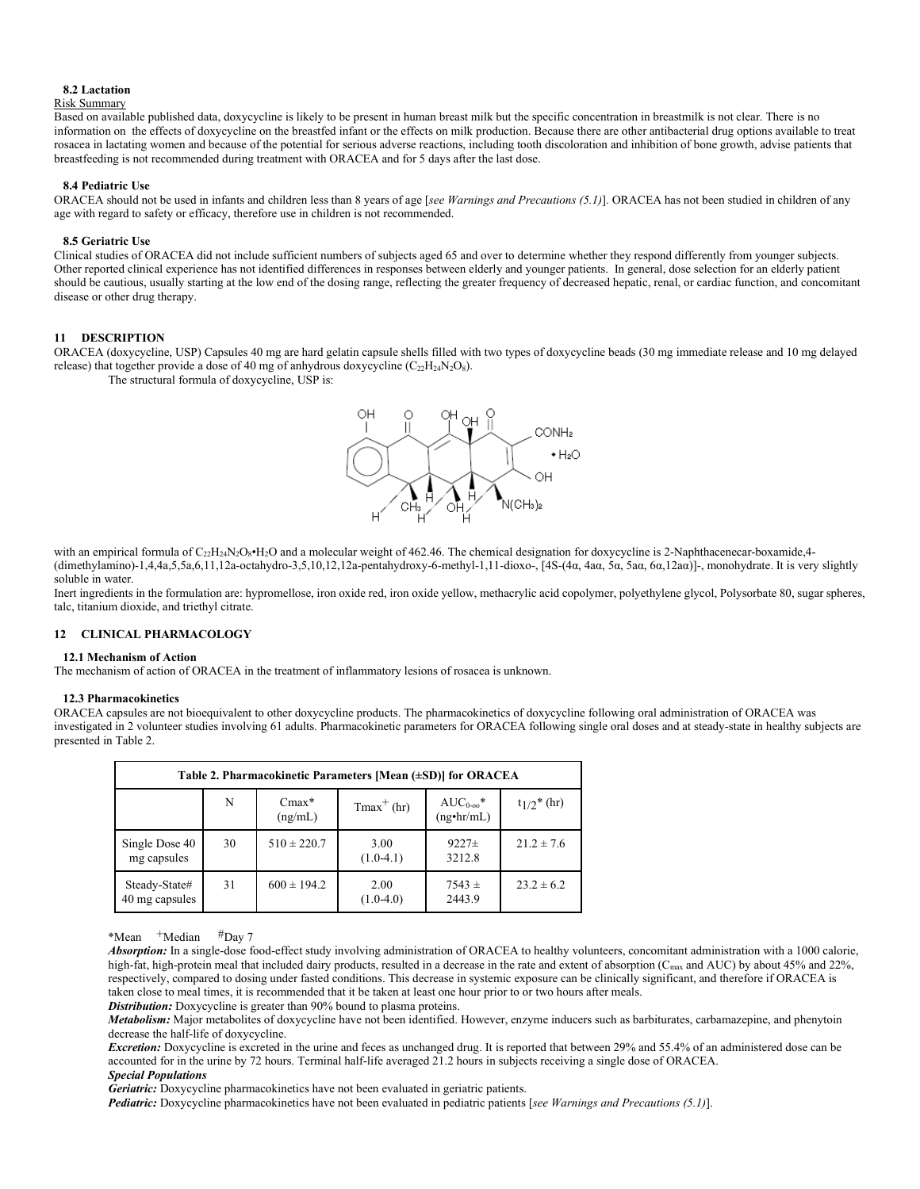### 8.2 Lactation

Risk Summary

Based on available published data, doxycycline is likely to be present in human breast milk but the specific concentration in breastmilk is not clear. There is no information on the effects of doxycycline on the breastfed infant or the effects on milk production. Because there are other antibacterial drug options available to treat rosacea in lactating women and because of the potential for serious adverse reactions, including tooth discoloration and inhibition of bone growth, advise patients that breastfeeding is not recommended during treatment with ORACEA and for 5 days after the last dose.

### 8.4 Pediatric Use

ORACEA should not be used in infants and children less than 8 years of age [*see Warnings and Precautions (5.1)*]. ORACEA has not been studied in children of any age with regard to safety or efficacy, therefore use in children is not recommended.

### 8.5 Geriatric Use

Clinical studies of ORACEA did not include sufficient numbers of subjects aged 65 and over to determine whether they respond differently from younger subjects. Other reported clinical experience has not identified differences in responses between elderly and younger patients. In general, dose selection for an elderly patient should be cautious, usually starting at the low end of the dosing range, reflecting the greater frequency of decreased hepatic, renal, or cardiac function, and concomitant disease or other drug therapy.

## 11 DESCRIPTION

ORACEA (doxycycline, USP) Capsules 40 mg are hard gelatin capsule shells filled with two types of doxycycline beads (30 mg immediate release and 10 mg delayed release) that together provide a dose of 40 mg of anhydrous doxycycline ($C_{22}H_{24}N_2O_8$).

The structural formula of doxycycline, USP is:

with an empirical formula of $C_{22}H_{24}N_2O_8 \cdot H_2O$ and a molecular weight of 462.46. The chemical designation for doxycycline is 2-Naphthacenecar-boxamide,4-(dimethylamino)-1,4,4a,5,5a,6,11,12a-octahydro-3,5,10,12,12a-pentahydroxy-6-methyl-1,11-dioxo-, [4S-(4α, 4aα, 5α, 5aα, 6α,12aα)]-, monohydrate. It is very slightly soluble in water.

Inert ingredients in the formulation are: hypromellose, iron oxide red, iron oxide yellow, methacrylic acid copolymer, polyethylene glycol, Polysorbate 80, sugar spheres, talc, titanium dioxide, and triethyl citrate.

## 12 CLINICAL PHARMACOLOGY

### 12.1 Mechanism of Action

The mechanism of action of ORACEA in the treatment of inflammatory lesions of rosacea is unknown.

### 12.3 Pharmacokinetics

ORACEA capsules are not bioequivalent to other doxycycline products. The pharmacokinetics of doxycycline following oral administration of ORACEA was investigated in 2 volunteer studies involving 61 adults. Pharmacokinetic parameters for ORACEA following single oral doses and at steady-state in healthy subjects are presented in Table 2.

**Table 2. Pharmacokinetic Parameters [Mean (±SD)] for ORACEA**

| | N | Cmax* (ng/mL) | Tmax+ (hr) | $AUC_{0-\infty}$* (ng•hr/mL) | $t_{1/2}$* (hr) |
|---|---|---|---|---|---|
| Single Dose 40 mg capsules | 30 | 510 ± 220.7 | 3.00 (1.0-4.1) | 9227± 3212.8 | 21.2 ± 7.6 |
| Steady-State# 40 mg capsules | 31 | 600 ± 194.2 | 2.00 (1.0-4.0) | 7543 ± 2443.9 | 23.2 ± 6.2 |

*Mean +Median #Day 7

***Absorption:*** In a single-dose food-effect study involving administration of ORACEA to healthy volunteers, concomitant administration with a 1000 calorie, high-fat, high-protein meal that included dairy products, resulted in a decrease in the rate and extent of absorption ($C_{max}$ and AUC) by about 45% and 22%, respectively, compared to dosing under fasted conditions. This decrease in systemic exposure can be clinically significant, and therefore if ORACEA is taken close to meal times, it is recommended that it be taken at least one hour prior to or two hours after meals.

***Distribution:*** Doxycycline is greater than 90% bound to plasma proteins.

***Metabolism:*** Major metabolites of doxycycline have not been identified. However, enzyme inducers such as barbiturates, carbamazepine, and phenytoin decrease the half-life of doxycycline.

***Excretion:*** Doxycycline is excreted in the urine and feces as unchanged drug. It is reported that between 29% and 55.4% of an administered dose can be accounted for in the urine by 72 hours. Terminal half-life averaged 21.2 hours in subjects receiving a single dose of ORACEA.

***Special Populations***

***Geriatric:*** Doxycycline pharmacokinetics have not been evaluated in geriatric patients.

***Pediatric:*** Doxycycline pharmacokinetics have not been evaluated in pediatric patients [*see Warnings and Precautions (5.1)*].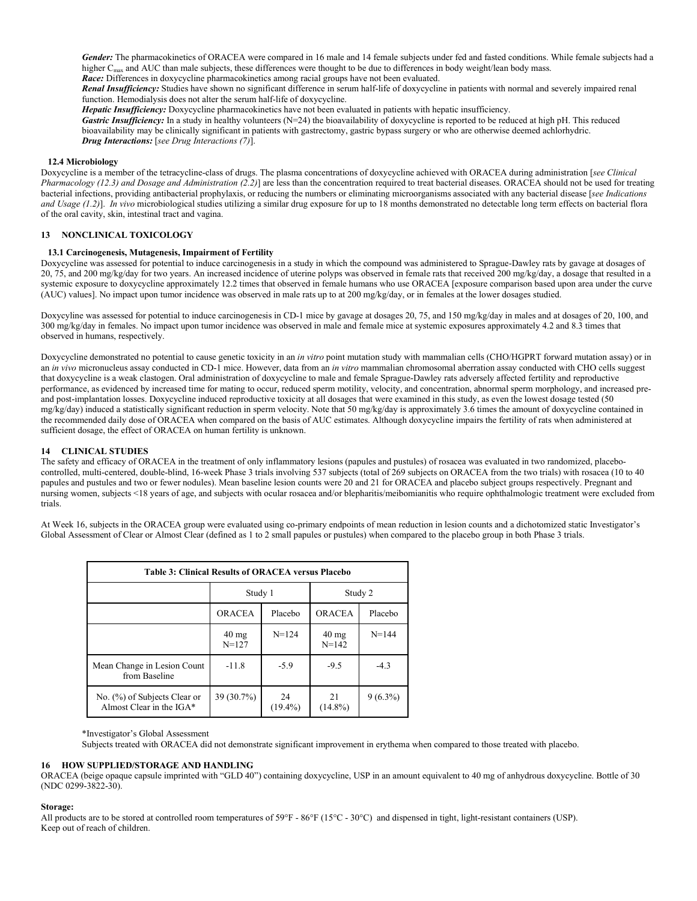***Gender:*** The pharmacokinetics of ORACEA were compared in 16 male and 14 female subjects under fed and fasted conditions. While female subjects had a higher $C_{max}$ and AUC than male subjects, these differences were thought to be due to differences in body weight/lean body mass.
***Race:*** Differences in doxycycline pharmacokinetics among racial groups have not been evaluated.
***Renal Insufficiency:*** Studies have shown no significant difference in serum half-life of doxycycline in patients with normal and severely impaired renal function. Hemodialysis does not alter the serum half-life of doxycycline.
***Hepatic Insufficiency:*** Doxycycline pharmacokinetics have not been evaluated in patients with hepatic insufficiency.
***Gastric Insufficiency:*** In a study in healthy volunteers (N=24) the bioavailability of doxycycline is reported to be reduced at high pH. This reduced bioavailability may be clinically significant in patients with gastrectomy, gastric bypass surgery or who are otherwise deemed achlorhydric.
***Drug Interactions:*** [*see Drug Interactions (7)*].

### 12.4 Microbiology

Doxycycline is a member of the tetracycline-class of drugs. The plasma concentrations of doxycycline achieved with ORACEA during administration [*see Clinical Pharmacology (12.3) and Dosage and Administration (2.2)*] are less than the concentration required to treat bacterial diseases. ORACEA should not be used for treating bacterial infections, providing antibacterial prophylaxis, or reducing the numbers or eliminating microorganisms associated with any bacterial disease [*see Indications and Usage (1.2)*]. *In vivo* microbiological studies utilizing a similar drug exposure for up to 18 months demonstrated no detectable long term effects on bacterial flora of the oral cavity, skin, intestinal tract and vagina.

## 13 NONCLINICAL TOXICOLOGY

### 13.1 Carcinogenesis, Mutagenesis, Impairment of Fertility

Doxycycline was assessed for potential to induce carcinogenesis in a study in which the compound was administered to Sprague-Dawley rats by gavage at dosages of 20, 75, and 200 mg/kg/day for two years. An increased incidence of uterine polyps was observed in female rats that received 200 mg/kg/day, a dosage that resulted in a systemic exposure to doxycycline approximately 12.2 times that observed in female humans who use ORACEA [exposure comparison based upon area under the curve (AUC) values]. No impact upon tumor incidence was observed in male rats up to at 200 mg/kg/day, or in females at the lower dosages studied.

Doxycyline was assessed for potential to induce carcinogenesis in CD-1 mice by gavage at dosages 20, 75, and 150 mg/kg/day in males and at dosages of 20, 100, and 300 mg/kg/day in females. No impact upon tumor incidence was observed in male and female mice at systemic exposures approximately 4.2 and 8.3 times that observed in humans, respectively.

Doxycycline demonstrated no potential to cause genetic toxicity in an *in vitro* point mutation study with mammalian cells (CHO/HGPRT forward mutation assay) or in an *in vivo* micronucleus assay conducted in CD-1 mice. However, data from an *in vitro* mammalian chromosomal aberration assay conducted with CHO cells suggest that doxycycline is a weak clastogen. Oral administration of doxycycline to male and female Sprague-Dawley rats adversely affected fertility and reproductive performance, as evidenced by increased time for mating to occur, reduced sperm motility, velocity, and concentration, abnormal sperm morphology, and increased pre- and post-implantation losses. Doxycycline induced reproductive toxicity at all dosages that were examined in this study, as even the lowest dosage tested (50 mg/kg/day) induced a statistically significant reduction in sperm velocity. Note that 50 mg/kg/day is approximately 3.6 times the amount of doxycycline contained in the recommended daily dose of ORACEA when compared on the basis of AUC estimates. Although doxycycline impairs the fertility of rats when administered at sufficient dosage, the effect of ORACEA on human fertility is unknown.

## 14 CLINICAL STUDIES

The safety and efficacy of ORACEA in the treatment of only inflammatory lesions (papules and pustules) of rosacea was evaluated in two randomized, placebo-controlled, multi-centered, double-blind, 16-week Phase 3 trials involving 537 subjects (total of 269 subjects on ORACEA from the two trials) with rosacea (10 to 40 papules and pustules and two or fewer nodules). Mean baseline lesion counts were 20 and 21 for ORACEA and placebo subject groups respectively. Pregnant and nursing women, subjects <18 years of age, and subjects with ocular rosacea and/or blepharitis/meibomianitis who require ophthalmologic treatment were excluded from trials.

At Week 16, subjects in the ORACEA group were evaluated using co-primary endpoints of mean reduction in lesion counts and a dichotomized static Investigator's Global Assessment of Clear or Almost Clear (defined as 1 to 2 small papules or pustules) when compared to the placebo group in both Phase 3 trials.

**Table 3: Clinical Results of ORACEA versus Placebo**

| | Study 1 | | Study 2 | |
|---|---|---|---|---|
| | ORACEA | Placebo | ORACEA | Placebo |
| | 40 mg N=127 | N=124 | 40 mg N=142 | N=144 |
| Mean Change in Lesion Count from Baseline | -11.8 | -5.9 | -9.5 | -4.3 |
| No. (%) of Subjects Clear or Almost Clear in the IGA* | 39 (30.7%) | 24 (19.4%) | 21 (14.8%) | 9 (6.3%) |

*Investigator's Global Assessment

Subjects treated with ORACEA did not demonstrate significant improvement in erythema when compared to those treated with placebo.

## 16 HOW SUPPLIED/STORAGE AND HANDLING

ORACEA (beige opaque capsule imprinted with "GLD 40") containing doxycycline, USP in an amount equivalent to 40 mg of anhydrous doxycycline. Bottle of 30 (NDC 0299-3822-30).

**Storage:**

All products are to be stored at controlled room temperatures of 59°F - 86°F (15°C - 30°C) and dispensed in tight, light-resistant containers (USP).
Keep out of reach of children.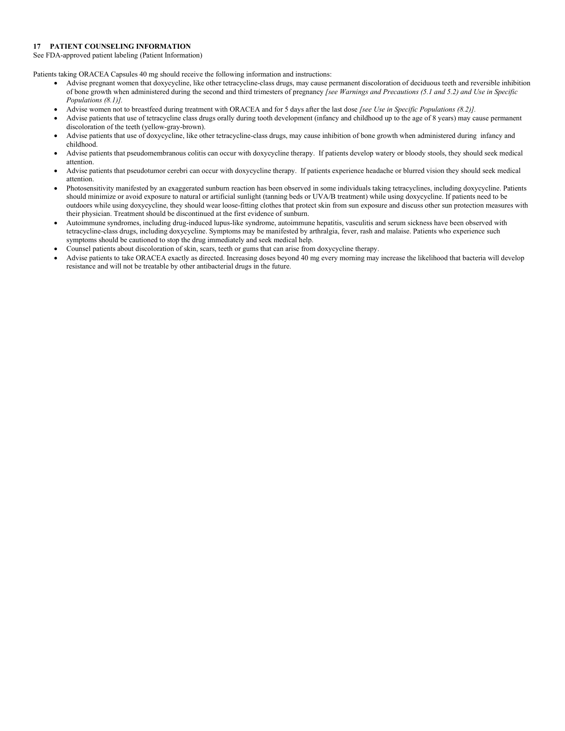## 17 PATIENT COUNSELING INFORMATION

See FDA-approved patient labeling (Patient Information)

Patients taking ORACEA Capsules 40 mg should receive the following information and instructions:

- Advise pregnant women that doxycycline, like other tetracycline-class drugs, may cause permanent discoloration of deciduous teeth and reversible inhibition of bone growth when administered during the second and third trimesters of pregnancy *[see Warnings and Precautions (5.1 and 5.2) and Use in Specific Populations (8.1)].*
- Advise women not to breastfeed during treatment with ORACEA and for 5 days after the last dose *[see Use in Specific Populations (8.2)].*
- Advise patients that use of tetracycline class drugs orally during tooth development (infancy and childhood up to the age of 8 years) may cause permanent discoloration of the teeth (yellow-gray-brown).
- Advise patients that use of doxycycline, like other tetracycline-class drugs, may cause inhibition of bone growth when administered during infancy and childhood.
- Advise patients that pseudomembranous colitis can occur with doxycycline therapy. If patients develop watery or bloody stools, they should seek medical attention.
- Advise patients that pseudotumor cerebri can occur with doxycycline therapy. If patients experience headache or blurred vision they should seek medical attention.
- Photosensitivity manifested by an exaggerated sunburn reaction has been observed in some individuals taking tetracyclines, including doxycycline. Patients should minimize or avoid exposure to natural or artificial sunlight (tanning beds or UVA/B treatment) while using doxycycline. If patients need to be outdoors while using doxycycline, they should wear loose-fitting clothes that protect skin from sun exposure and discuss other sun protection measures with their physician. Treatment should be discontinued at the first evidence of sunburn.
- Autoimmune syndromes, including drug-induced lupus-like syndrome, autoimmune hepatitis, vasculitis and serum sickness have been observed with tetracycline-class drugs, including doxycycline. Symptoms may be manifested by arthralgia, fever, rash and malaise. Patients who experience such symptoms should be cautioned to stop the drug immediately and seek medical help.
- Counsel patients about discoloration of skin, scars, teeth or gums that can arise from doxycycline therapy.
- Advise patients to take ORACEA exactly as directed. Increasing doses beyond 40 mg every morning may increase the likelihood that bacteria will develop resistance and will not be treatable by other antibacterial drugs in the future.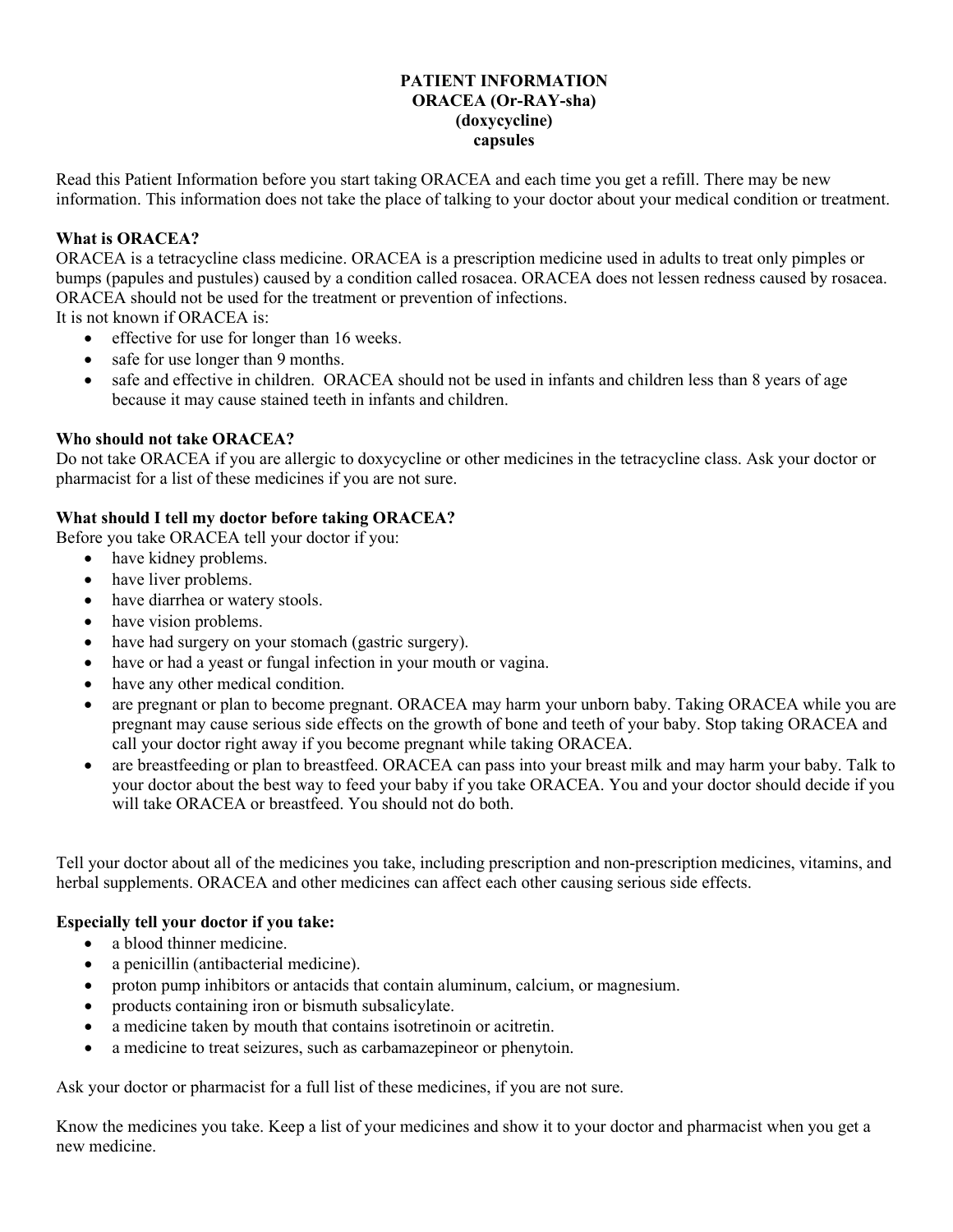# PATIENT INFORMATION
# ORACEA (Or-RAY-sha)
# (doxycycline)
# capsules

Read this Patient Information before you start taking ORACEA and each time you get a refill. There may be new information. This information does not take the place of talking to your doctor about your medical condition or treatment.

**What is ORACEA?**

ORACEA is a tetracycline class medicine. ORACEA is a prescription medicine used in adults to treat only pimples or bumps (papules and pustules) caused by a condition called rosacea. ORACEA does not lessen redness caused by rosacea. ORACEA should not be used for the treatment or prevention of infections.

It is not known if ORACEA is:

- effective for use for longer than 16 weeks.
- safe for use longer than 9 months.
- safe and effective in children. ORACEA should not be used in infants and children less than 8 years of age because it may cause stained teeth in infants and children.

**Who should not take ORACEA?**

Do not take ORACEA if you are allergic to doxycycline or other medicines in the tetracycline class. Ask your doctor or pharmacist for a list of these medicines if you are not sure.

**What should I tell my doctor before taking ORACEA?**

Before you take ORACEA tell your doctor if you:

- have kidney problems.
- have liver problems.
- have diarrhea or watery stools.
- have vision problems.
- have had surgery on your stomach (gastric surgery).
- have or had a yeast or fungal infection in your mouth or vagina.
- have any other medical condition.
- are pregnant or plan to become pregnant. ORACEA may harm your unborn baby. Taking ORACEA while you are pregnant may cause serious side effects on the growth of bone and teeth of your baby. Stop taking ORACEA and call your doctor right away if you become pregnant while taking ORACEA.
- are breastfeeding or plan to breastfeed. ORACEA can pass into your breast milk and may harm your baby. Talk to your doctor about the best way to feed your baby if you take ORACEA. You and your doctor should decide if you will take ORACEA or breastfeed. You should not do both.

Tell your doctor about all of the medicines you take, including prescription and non-prescription medicines, vitamins, and herbal supplements. ORACEA and other medicines can affect each other causing serious side effects.

**Especially tell your doctor if you take:**

- a blood thinner medicine.
- a penicillin (antibacterial medicine).
- proton pump inhibitors or antacids that contain aluminum, calcium, or magnesium.
- products containing iron or bismuth subsalicylate.
- a medicine taken by mouth that contains isotretinoin or acitretin.
- a medicine to treat seizures, such as carbamazepineor or phenytoin.

Ask your doctor or pharmacist for a full list of these medicines, if you are not sure.

Know the medicines you take. Keep a list of your medicines and show it to your doctor and pharmacist when you get a new medicine.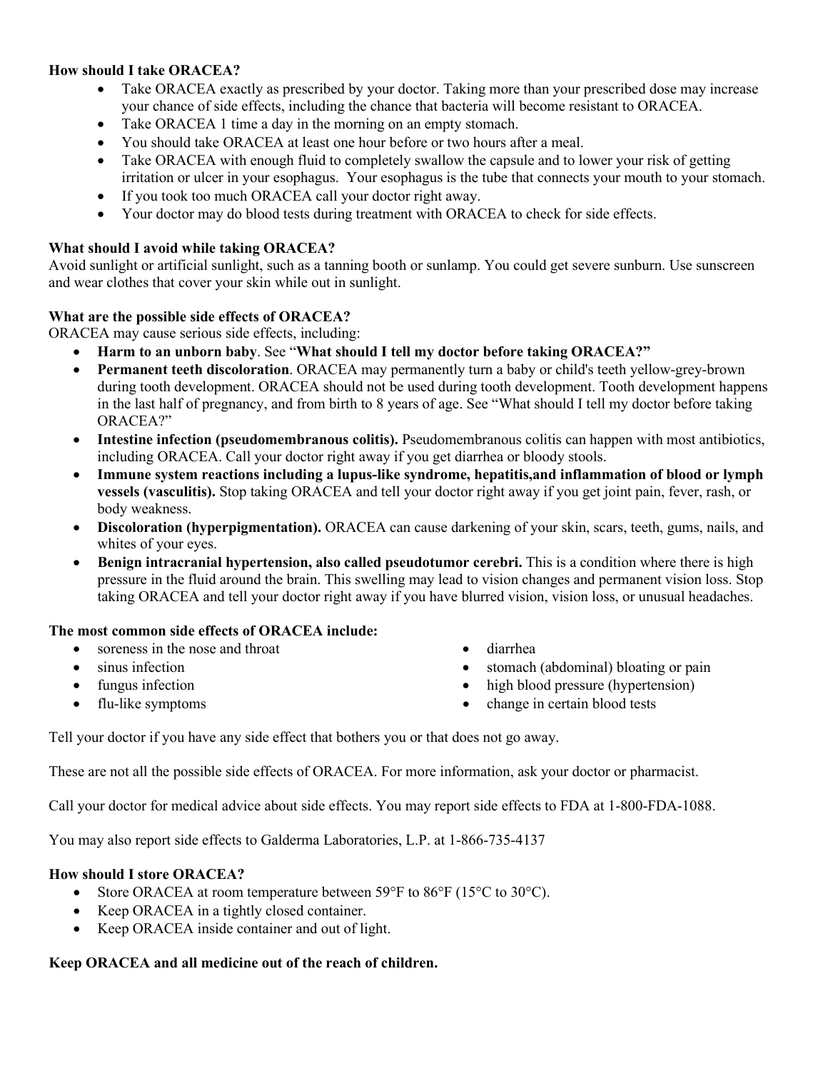**How should I take ORACEA?**

- Take ORACEA exactly as prescribed by your doctor. Taking more than your prescribed dose may increase your chance of side effects, including the chance that bacteria will become resistant to ORACEA.
- Take ORACEA 1 time a day in the morning on an empty stomach.
- You should take ORACEA at least one hour before or two hours after a meal.
- Take ORACEA with enough fluid to completely swallow the capsule and to lower your risk of getting irritation or ulcer in your esophagus. Your esophagus is the tube that connects your mouth to your stomach.
- If you took too much ORACEA call your doctor right away.
- Your doctor may do blood tests during treatment with ORACEA to check for side effects.

**What should I avoid while taking ORACEA?**

Avoid sunlight or artificial sunlight, such as a tanning booth or sunlamp. You could get severe sunburn. Use sunscreen and wear clothes that cover your skin while out in sunlight.

**What are the possible side effects of ORACEA?**

ORACEA may cause serious side effects, including:

- **Harm to an unborn baby**. See "**What should I tell my doctor before taking ORACEA?"**
- **Permanent teeth discoloration**. ORACEA may permanently turn a baby or child's teeth yellow-grey-brown during tooth development. ORACEA should not be used during tooth development. Tooth development happens in the last half of pregnancy, and from birth to 8 years of age. See "What should I tell my doctor before taking ORACEA?"
- **Intestine infection (pseudomembranous colitis).** Pseudomembranous colitis can happen with most antibiotics, including ORACEA. Call your doctor right away if you get diarrhea or bloody stools.
- **Immune system reactions including a lupus-like syndrome, hepatitis,and inflammation of blood or lymph vessels (vasculitis).** Stop taking ORACEA and tell your doctor right away if you get joint pain, fever, rash, or body weakness.
- **Discoloration (hyperpigmentation).** ORACEA can cause darkening of your skin, scars, teeth, gums, nails, and whites of your eyes.
- **Benign intracranial hypertension, also called pseudotumor cerebri.** This is a condition where there is high pressure in the fluid around the brain. This swelling may lead to vision changes and permanent vision loss. Stop taking ORACEA and tell your doctor right away if you have blurred vision, vision loss, or unusual headaches.

**The most common side effects of ORACEA include:**

- soreness in the nose and throat
- sinus infection
- fungus infection
- flu-like symptoms
- diarrhea
- stomach (abdominal) bloating or pain
- high blood pressure (hypertension)
- change in certain blood tests

Tell your doctor if you have any side effect that bothers you or that does not go away.

These are not all the possible side effects of ORACEA. For more information, ask your doctor or pharmacist.

Call your doctor for medical advice about side effects. You may report side effects to FDA at 1-800-FDA-1088.

You may also report side effects to Galderma Laboratories, L.P. at 1-866-735-4137

**How should I store ORACEA?**

- Store ORACEA at room temperature between 59°F to 86°F (15°C to 30°C).
- Keep ORACEA in a tightly closed container.
- Keep ORACEA inside container and out of light.

**Keep ORACEA and all medicine out of the reach of children.**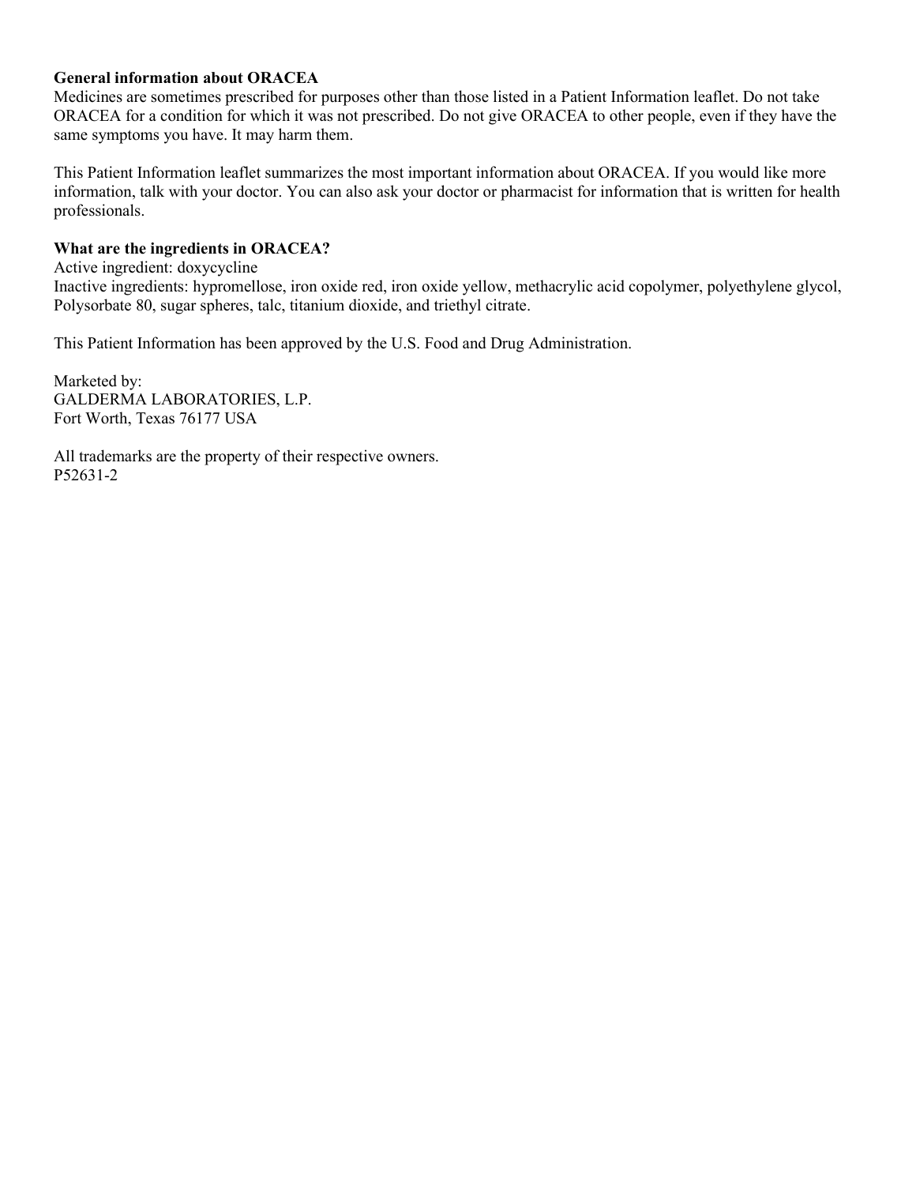**General information about ORACEA**

Medicines are sometimes prescribed for purposes other than those listed in a Patient Information leaflet. Do not take ORACEA for a condition for which it was not prescribed. Do not give ORACEA to other people, even if they have the same symptoms you have. It may harm them.

This Patient Information leaflet summarizes the most important information about ORACEA. If you would like more information, talk with your doctor. You can also ask your doctor or pharmacist for information that is written for health professionals.

**What are the ingredients in ORACEA?**

Active ingredient: doxycycline
Inactive ingredients: hypromellose, iron oxide red, iron oxide yellow, methacrylic acid copolymer, polyethylene glycol, Polysorbate 80, sugar spheres, talc, titanium dioxide, and triethyl citrate.

This Patient Information has been approved by the U.S. Food and Drug Administration.

Marketed by:
GALDERMA LABORATORIES, L.P.
Fort Worth, Texas 76177 USA

All trademarks are the property of their respective owners.
P52631-2